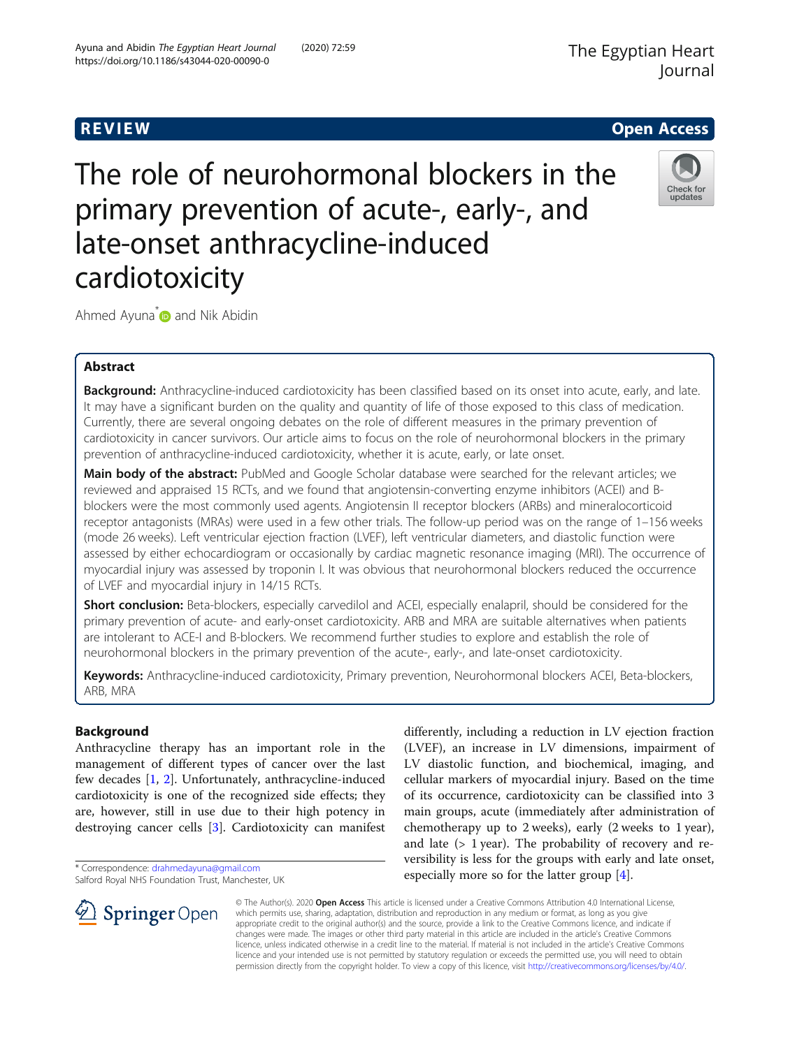REVIEW Open Access

# The role of neurohormonal blockers in the primary prevention of acute-, early-, and late-onset anthracycline-induced cardiotoxicity

Ahmed Ayuna* and Nik Abidin

## Abstract

**Background:** Anthracycline-induced cardiotoxicity has been classified based on its onset into acute, early, and late. It may have a significant burden on the quality and quantity of life of those exposed to this class of medication. Currently, there are several ongoing debates on the role of different measures in the primary prevention of cardiotoxicity in cancer survivors. Our article aims to focus on the role of neurohormonal blockers in the primary prevention of anthracycline-induced cardiotoxicity, whether it is acute, early, or late onset.

**Main body of the abstract:** PubMed and Google Scholar database were searched for the relevant articles; we reviewed and appraised 15 RCTs, and we found that angiotensin-converting enzyme inhibitors (ACEI) and B-blockers were the most commonly used agents. Angiotensin II receptor blockers (ARBs) and mineralocorticoid receptor antagonists (MRAs) were used in a few other trials. The follow-up period was on the range of 1–156 weeks (mode 26 weeks). Left ventricular ejection fraction (LVEF), left ventricular diameters, and diastolic function were assessed by either echocardiogram or occasionally by cardiac magnetic resonance imaging (MRI). The occurrence of myocardial injury was assessed by troponin I. It was obvious that neurohormonal blockers reduced the occurrence of LVEF and myocardial injury in 14/15 RCTs.

**Short conclusion:** Beta-blockers, especially carvedilol and ACEI, especially enalapril, should be considered for the primary prevention of acute- and early-onset cardiotoxicity. ARB and MRA are suitable alternatives when patients are intolerant to ACE-I and B-blockers. We recommend further studies to explore and establish the role of neurohormonal blockers in the primary prevention of the acute-, early-, and late-onset cardiotoxicity.

**Keywords:** Anthracycline-induced cardiotoxicity, Primary prevention, Neurohormonal blockers ACEI, Beta-blockers, ARB, MRA

## Background

Anthracycline therapy has an important role in the management of different types of cancer over the last few decades [1, 2]. Unfortunately, anthracycline-induced cardiotoxicity is one of the recognized side effects; they are, however, still in use due to their high potency in destroying cancer cells [3]. Cardiotoxicity can manifest differently, including a reduction in LV ejection fraction (LVEF), an increase in LV dimensions, impairment of LV diastolic function, and biochemical, imaging, and cellular markers of myocardial injury. Based on the time of its occurrence, cardiotoxicity can be classified into 3 main groups, acute (immediately after administration of chemotherapy up to 2 weeks), early (2 weeks to 1 year), and late (> 1 year). The probability of recovery and reversibility is less for the groups with early and late onset, especially more so for the latter group [4].

\* Correspondence: drahmedayuna@gmail.com
Salford Royal NHS Foundation Trust, Manchester, UK

© The Author(s). 2020 **Open Access** This article is licensed under a Creative Commons Attribution 4.0 International License, which permits use, sharing, adaptation, distribution and reproduction in any medium or format, as long as you give appropriate credit to the original author(s) and the source, provide a link to the Creative Commons licence, and indicate if changes were made. The images or other third party material in this article are included in the article's Creative Commons licence, unless indicated otherwise in a credit line to the material. If material is not included in the article's Creative Commons licence and your intended use is not permitted by statutory regulation or exceeds the permitted use, you will need to obtain permission directly from the copyright holder. To view a copy of this licence, visit http://creativecommons.org/licenses/by/4.0/.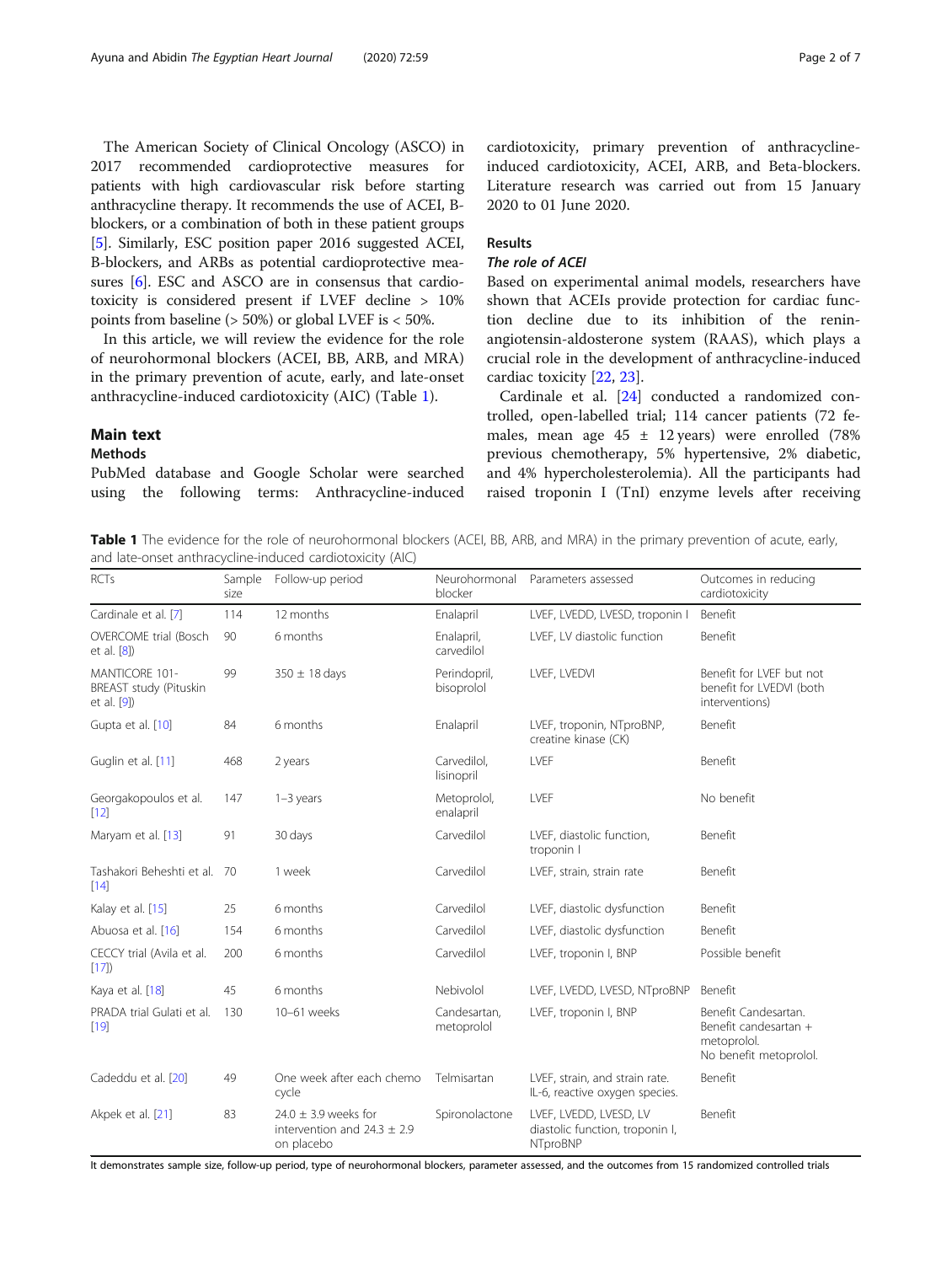The American Society of Clinical Oncology (ASCO) in 2017 recommended cardioprotective measures for patients with high cardiovascular risk before starting anthracycline therapy. It recommends the use of ACEI, B-blockers, or a combination of both in these patient groups [5]. Similarly, ESC position paper 2016 suggested ACEI, B-blockers, and ARBs as potential cardioprotective measures [6]. ESC and ASCO are in consensus that cardiotoxicity is considered present if LVEF decline > 10% points from baseline (> 50%) or global LVEF is < 50%.

In this article, we will review the evidence for the role of neurohormonal blockers (ACEI, BB, ARB, and MRA) in the primary prevention of acute, early, and late-onset anthracycline-induced cardiotoxicity (AIC) (Table 1).

## Main text

### Methods

PubMed database and Google Scholar were searched using the following terms: Anthracycline-induced cardiotoxicity, primary prevention of anthracycline-induced cardiotoxicity, ACEI, ARB, and Beta-blockers. Literature research was carried out from 15 January 2020 to 01 June 2020.

### Results

#### *The role of ACEI*

Based on experimental animal models, researchers have shown that ACEIs provide protection for cardiac function decline due to its inhibition of the renin-angiotensin-aldosterone system (RAAS), which plays a crucial role in the development of anthracycline-induced cardiac toxicity [22, 23].

Cardinale et al. [24] conducted a randomized controlled, open-labelled trial; 114 cancer patients (72 females, mean age 45 ± 12 years) were enrolled (78% previous chemotherapy, 5% hypertensive, 2% diabetic, and 4% hypercholesterolemia). All the participants had raised troponin I (TnI) enzyme levels after receiving

**Table 1** The evidence for the role of neurohormonal blockers (ACEI, BB, ARB, and MRA) in the primary prevention of acute, early, and late-onset anthracycline-induced cardiotoxicity (AIC)

| RCTs | Sample size | Follow-up period | Neurohormonal blocker | Parameters assessed | Outcomes in reducing cardiotoxicity |
|---|---|---|---|---|---|
| Cardinale et al. [7] | 114 | 12 months | Enalapril | LVEF, LVEDD, LVESD, troponin I | Benefit |
| OVERCOME trial (Bosch et al. [8]) | 90 | 6 months | Enalapril, carvedilol | LVEF, LV diastolic function | Benefit |
| MANTICORE 101-BREAST study (Pituskin et al. [9]) | 99 | 350 ± 18 days | Perindopril, bisoprolol | LVEF, LVEDVI | Benefit for LVEF but not benefit for LVEDVI (both interventions) |
| Gupta et al. [10] | 84 | 6 months | Enalapril | LVEF, troponin, NTproBNP, creatine kinase (CK) | Benefit |
| Guglin et al. [11] | 468 | 2 years | Carvedilol, lisinopril | LVEF | Benefit |
| Georgakopoulos et al. [12] | 147 | 1–3 years | Metoprolol, enalapril | LVEF | No benefit |
| Maryam et al. [13] | 91 | 30 days | Carvedilol | LVEF, diastolic function, troponin I | Benefit |
| Tashakori Beheshti et al. [14] | 70 | 1 week | Carvedilol | LVEF, strain, strain rate | Benefit |
| Kalay et al. [15] | 25 | 6 months | Carvedilol | LVEF, diastolic dysfunction | Benefit |
| Abuosa et al. [16] | 154 | 6 months | Carvedilol | LVEF, diastolic dysfunction | Benefit |
| CECCY trial (Avila et al. [17]) | 200 | 6 months | Carvedilol | LVEF, troponin I, BNP | Possible benefit |
| Kaya et al. [18] | 45 | 6 months | Nebivolol | LVEF, LVEDD, LVESD, NTproBNP | Benefit |
| PRADA trial Gulati et al. [19] | 130 | 10–61 weeks | Candesartan, metoprolol | LVEF, troponin I, BNP | Benefit Candesartan. Benefit candesartan + metoprolol. No benefit metoprolol. |
| Cadeddu et al. [20] | 49 | One week after each chemo cycle | Telmisartan | LVEF, strain, and strain rate. IL-6, reactive oxygen species. | Benefit |
| Akpek et al. [21] | 83 | 24.0 ± 3.9 weeks for intervention and 24.3 ± 2.9 on placebo | Spironolactone | LVEF, LVEDD, LVESD, LV diastolic function, troponin I, NTproBNP | Benefit |

It demonstrates sample size, follow-up period, type of neurohormonal blockers, parameter assessed, and the outcomes from 15 randomized controlled trials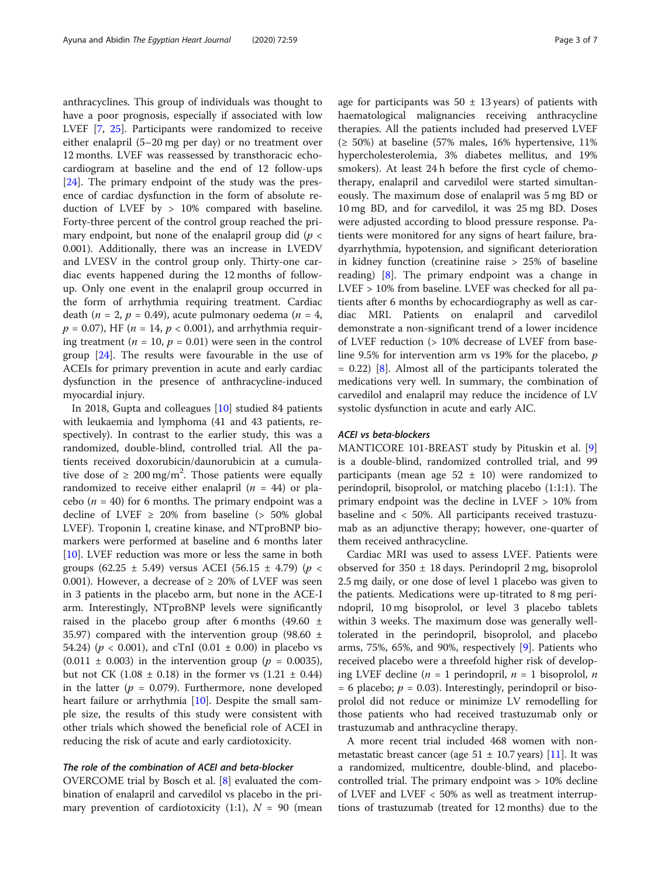anthracyclines. This group of individuals was thought to have a poor prognosis, especially if associated with low LVEF [7, 25]. Participants were randomized to receive either enalapril (5–20 mg per day) or no treatment over 12 months. LVEF was reassessed by transthoracic echocardiogram at baseline and the end of 12 follow-ups [24]. The primary endpoint of the study was the presence of cardiac dysfunction in the form of absolute reduction of LVEF by > 10% compared with baseline. Forty-three percent of the control group reached the primary endpoint, but none of the enalapril group did ($p < 0.001$). Additionally, there was an increase in LVEDV and LVESV in the control group only. Thirty-one cardiac events happened during the 12 months of follow-up. Only one event in the enalapril group occurred in the form of arrhythmia requiring treatment. Cardiac death ($n = 2$, $p = 0.49$), acute pulmonary oedema ($n = 4$, $p = 0.07$), HF ($n = 14$, $p < 0.001$), and arrhythmia requiring treatment ($n = 10$, $p = 0.01$) were seen in the control group [24]. The results were favourable in the use of ACEIs for primary prevention in acute and early cardiac dysfunction in the presence of anthracycline-induced myocardial injury.

In 2018, Gupta and colleagues [10] studied 84 patients with leukaemia and lymphoma (41 and 43 patients, respectively). In contrast to the earlier study, this was a randomized, double-blind, controlled trial. All the patients received doxorubicin/daunorubicin at a cumulative dose of $\geq 200\ \text{mg/m}^2$. Those patients were equally randomized to receive either enalapril ($n = 44$) or placebo ($n = 40$) for 6 months. The primary endpoint was a decline of LVEF ≥ 20% from baseline (> 50% global LVEF). Troponin I, creatine kinase, and NTproBNP biomarkers were performed at baseline and 6 months later [10]. LVEF reduction was more or less the same in both groups (62.25 ± 5.49) versus ACEI (56.15 ± 4.79) ($p < 0.001$). However, a decrease of ≥ 20% of LVEF was seen in 3 patients in the placebo arm, but none in the ACE-I arm. Interestingly, NTproBNP levels were significantly raised in the placebo group after 6 months (49.60 ± 35.97) compared with the intervention group (98.60 ± 54.24) ($p < 0.001$), and cTnI (0.01 ± 0.00) in placebo vs (0.011 ± 0.003) in the intervention group ($p = 0.0035$), but not CK (1.08 ± 0.18) in the former vs (1.21 ± 0.44) in the latter ($p = 0.079$). Furthermore, none developed heart failure or arrhythmia [10]. Despite the small sample size, the results of this study were consistent with other trials which showed the beneficial role of ACEI in reducing the risk of acute and early cardiotoxicity.

### *The role of the combination of ACEI and beta-blocker*

OVERCOME trial by Bosch et al. [8] evaluated the combination of enalapril and carvedilol vs placebo in the primary prevention of cardiotoxicity (1:1), $N = 90$ (mean age for participants was 50 ± 13 years) of patients with haematological malignancies receiving anthracycline therapies. All the patients included had preserved LVEF (≥ 50%) at baseline (57% males, 16% hypertensive, 11% hypercholesterolemia, 3% diabetes mellitus, and 19% smokers). At least 24 h before the first cycle of chemotherapy, enalapril and carvedilol were started simultaneously. The maximum dose of enalapril was 5 mg BD or 10 mg BD, and for carvedilol, it was 25 mg BD. Doses were adjusted according to blood pressure response. Patients were monitored for any signs of heart failure, bradyarrhythmia, hypotension, and significant deterioration in kidney function (creatinine raise > 25% of baseline reading) [8]. The primary endpoint was a change in LVEF > 10% from baseline. LVEF was checked for all patients after 6 months by echocardiography as well as cardiac MRI. Patients on enalapril and carvedilol demonstrate a non-significant trend of a lower incidence of LVEF reduction (> 10% decrease of LVEF from baseline 9.5% for intervention arm vs 19% for the placebo, $p = 0.22$) [8]. Almost all of the participants tolerated the medications very well. In summary, the combination of carvedilol and enalapril may reduce the incidence of LV systolic dysfunction in acute and early AIC.

### *ACEI vs beta-blockers*

MANTICORE 101-BREAST study by Pituskin et al. [9] is a double-blind, randomized controlled trial, and 99 participants (mean age 52 ± 10) were randomized to perindopril, bisoprolol, or matching placebo (1:1:1). The primary endpoint was the decline in LVEF > 10% from baseline and < 50%. All participants received trastuzumab as an adjunctive therapy; however, one-quarter of them received anthracycline.

Cardiac MRI was used to assess LVEF. Patients were observed for 350 ± 18 days. Perindopril 2 mg, bisoprolol 2.5 mg daily, or one dose of level 1 placebo was given to the patients. Medications were up-titrated to 8 mg perindopril, 10 mg bisoprolol, or level 3 placebo tablets within 3 weeks. The maximum dose was generally well-tolerated in the perindopril, bisoprolol, and placebo arms, 75%, 65%, and 90%, respectively [9]. Patients who received placebo were a threefold higher risk of developing LVEF decline ($n = 1$ perindopril, $n = 1$ bisoprolol, $n = 6$ placebo; $p = 0.03$). Interestingly, perindopril or bisoprolol did not reduce or minimize LV remodelling for those patients who had received trastuzumab only or trastuzumab and anthracycline therapy.

A more recent trial included 468 women with non-metastatic breast cancer (age 51 ± 10.7 years) [11]. It was a randomized, multicentre, double-blind, and placebo-controlled trial. The primary endpoint was > 10% decline of LVEF and LVEF < 50% as well as treatment interruptions of trastuzumab (treated for 12 months) due to the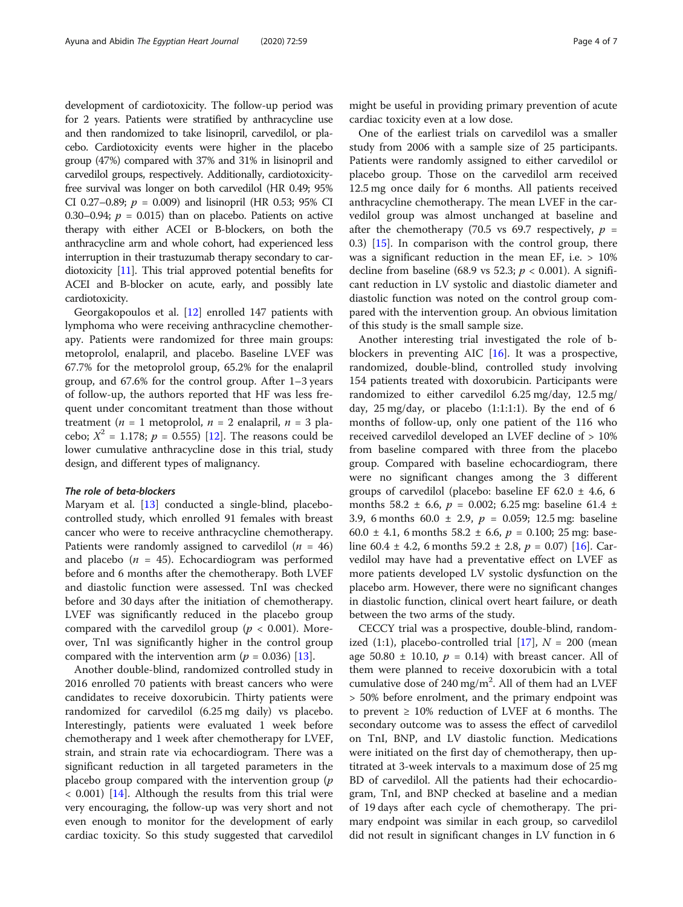development of cardiotoxicity. The follow-up period was for 2 years. Patients were stratified by anthracycline use and then randomized to take lisinopril, carvedilol, or placebo. Cardiotoxicity events were higher in the placebo group (47%) compared with 37% and 31% in lisinopril and carvedilol groups, respectively. Additionally, cardiotoxicity-free survival was longer on both carvedilol (HR 0.49; 95% CI 0.27–0.89; $p$ = 0.009) and lisinopril (HR 0.53; 95% CI 0.30–0.94; $p$ = 0.015) than on placebo. Patients on active therapy with either ACEI or B-blockers, on both the anthracycline arm and whole cohort, had experienced less interruption in their trastuzumab therapy secondary to cardiotoxicity [11]. This trial approved potential benefits for ACEI and B-blocker on acute, early, and possibly late cardiotoxicity.

Georgakopoulos et al. [12] enrolled 147 patients with lymphoma who were receiving anthracycline chemotherapy. Patients were randomized for three main groups: metoprolol, enalapril, and placebo. Baseline LVEF was 67.7% for the metoprolol group, 65.2% for the enalapril group, and 67.6% for the control group. After 1–3 years of follow-up, the authors reported that HF was less frequent under concomitant treatment than those without treatment ($n$ = 1 metoprolol, $n$ = 2 enalapril, $n$ = 3 placebo; $X^2$ = 1.178; $p$ = 0.555) [12]. The reasons could be lower cumulative anthracycline dose in this trial, study design, and different types of malignancy.

#### *The role of beta-blockers*

Maryam et al. [13] conducted a single-blind, placebo-controlled study, which enrolled 91 females with breast cancer who were to receive anthracycline chemotherapy. Patients were randomly assigned to carvedilol ($n$ = 46) and placebo ($n$ = 45). Echocardiogram was performed before and 6 months after the chemotherapy. Both LVEF and diastolic function were assessed. TnI was checked before and 30 days after the initiation of chemotherapy. LVEF was significantly reduced in the placebo group compared with the carvedilol group ($p$ < 0.001). Moreover, TnI was significantly higher in the control group compared with the intervention arm ($p$ = 0.036) [13].

Another double-blind, randomized controlled study in 2016 enrolled 70 patients with breast cancers who were candidates to receive doxorubicin. Thirty patients were randomized for carvedilol (6.25 mg daily) vs placebo. Interestingly, patients were evaluated 1 week before chemotherapy and 1 week after chemotherapy for LVEF, strain, and strain rate via echocardiogram. There was a significant reduction in all targeted parameters in the placebo group compared with the intervention group ($p$ < 0.001) [14]. Although the results from this trial were very encouraging, the follow-up was very short and not even enough to monitor for the development of early cardiac toxicity. So this study suggested that carvedilol might be useful in providing primary prevention of acute cardiac toxicity even at a low dose.

One of the earliest trials on carvedilol was a smaller study from 2006 with a sample size of 25 participants. Patients were randomly assigned to either carvedilol or placebo group. Those on the carvedilol arm received 12.5 mg once daily for 6 months. All patients received anthracycline chemotherapy. The mean LVEF in the carvedilol group was almost unchanged at baseline and after the chemotherapy (70.5 vs 69.7 respectively, $p$ = 0.3) [15]. In comparison with the control group, there was a significant reduction in the mean EF, i.e. > 10% decline from baseline (68.9 vs 52.3; $p$ < 0.001). A significant reduction in LV systolic and diastolic diameter and diastolic function was noted on the control group compared with the intervention group. An obvious limitation of this study is the small sample size.

Another interesting trial investigated the role of b-blockers in preventing AIC [16]. It was a prospective, randomized, double-blind, controlled study involving 154 patients treated with doxorubicin. Participants were randomized to either carvedilol 6.25 mg/day, 12.5 mg/day, 25 mg/day, or placebo (1:1:1:1). By the end of 6 months of follow-up, only one patient of the 116 who received carvedilol developed an LVEF decline of > 10% from baseline compared with three from the placebo group. Compared with baseline echocardiogram, there were no significant changes among the 3 different groups of carvedilol (placebo: baseline EF 62.0 ± 4.6, 6 months 58.2 ± 6.6, $p$ = 0.002; 6.25 mg: baseline 61.4 ± 3.9, 6 months 60.0 ± 2.9, $p$ = 0.059; 12.5 mg: baseline 60.0 ± 4.1, 6 months 58.2 ± 6.6, $p$ = 0.100; 25 mg: baseline 60.4 ± 4.2, 6 months 59.2 ± 2.8, $p$ = 0.07) [16]. Carvedilol may have had a preventative effect on LVEF as more patients developed LV systolic dysfunction on the placebo arm. However, there were no significant changes in diastolic function, clinical overt heart failure, or death between the two arms of the study.

CECCY trial was a prospective, double-blind, randomized (1:1), placebo-controlled trial [17], $N$ = 200 (mean age 50.80 ± 10.10, $p$ = 0.14) with breast cancer. All of them were planned to receive doxorubicin with a total cumulative dose of 240 mg/m$^2$. All of them had an LVEF > 50% before enrolment, and the primary endpoint was to prevent ≥ 10% reduction of LVEF at 6 months. The secondary outcome was to assess the effect of carvedilol on TnI, BNP, and LV diastolic function. Medications were initiated on the first day of chemotherapy, then uptitrated at 3-week intervals to a maximum dose of 25 mg BD of carvedilol. All the patients had their echocardiogram, TnI, and BNP checked at baseline and a median of 19 days after each cycle of chemotherapy. The primary endpoint was similar in each group, so carvedilol did not result in significant changes in LV function in 6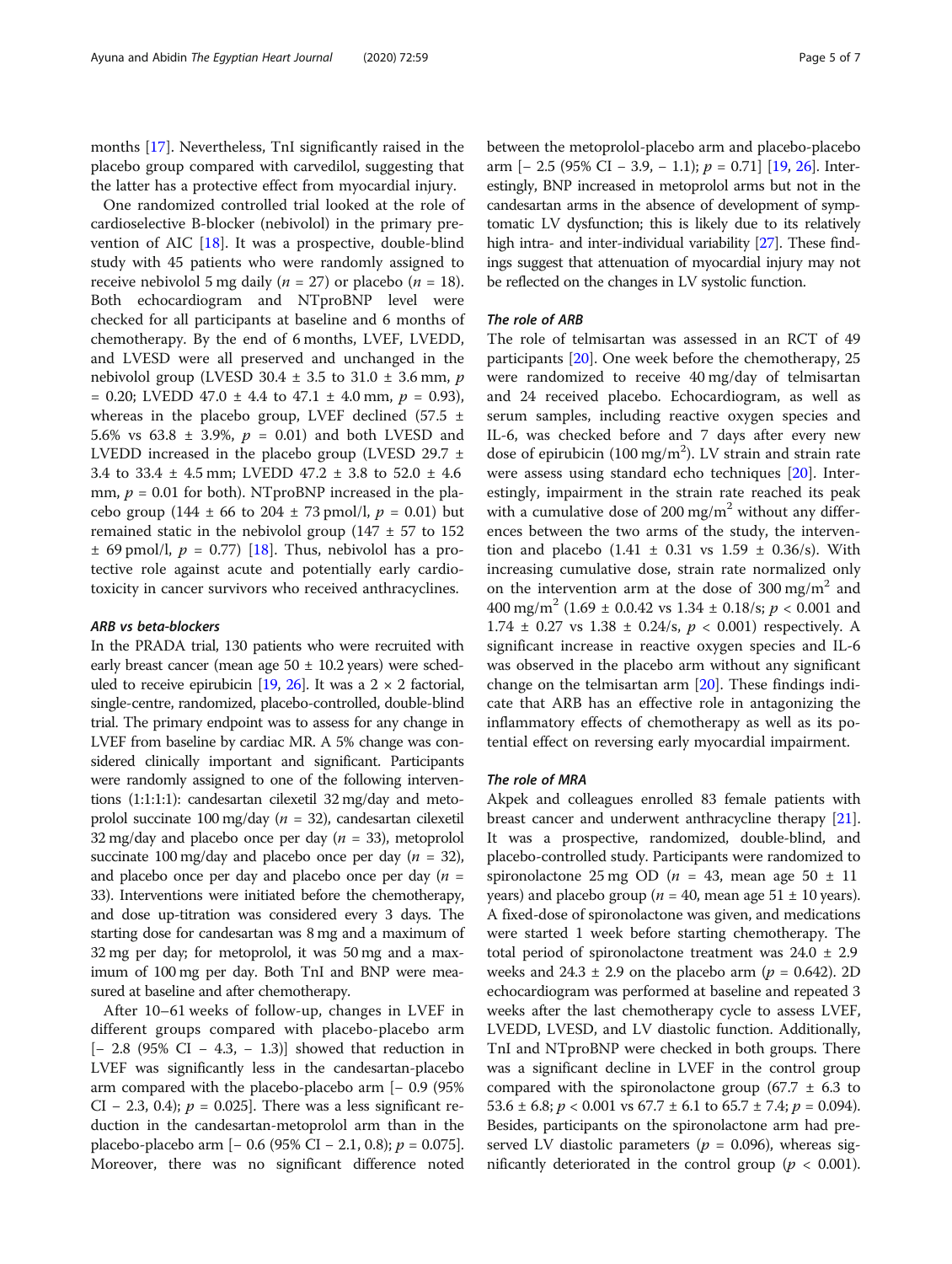months [17]. Nevertheless, TnI significantly raised in the placebo group compared with carvedilol, suggesting that the latter has a protective effect from myocardial injury.

One randomized controlled trial looked at the role of cardioselective B-blocker (nebivolol) in the primary prevention of AIC [18]. It was a prospective, double-blind study with 45 patients who were randomly assigned to receive nebivolol 5 mg daily ($n = 27$) or placebo ($n = 18$). Both echocardiogram and NTproBNP level were checked for all participants at baseline and 6 months of chemotherapy. By the end of 6 months, LVEF, LVEDD, and LVESD were all preserved and unchanged in the nebivolol group (LVESD 30.4 ± 3.5 to 31.0 ± 3.6 mm, $p = 0.20$; LVEDD 47.0 ± 4.4 to 47.1 ± 4.0 mm, $p = 0.93$), whereas in the placebo group, LVEF declined (57.5 ± 5.6% vs 63.8 ± 3.9%, $p = 0.01$) and both LVESD and LVEDD increased in the placebo group (LVESD 29.7 ± 3.4 to 33.4 ± 4.5 mm; LVEDD 47.2 ± 3.8 to 52.0 ± 4.6 mm, $p = 0.01$ for both). NTproBNP increased in the placebo group (144 ± 66 to 204 ± 73 pmol/l, $p = 0.01$) but remained static in the nebivolol group (147 ± 57 to 152 ± 69 pmol/l, $p = 0.77$) [18]. Thus, nebivolol has a protective role against acute and potentially early cardiotoxicity in cancer survivors who received anthracyclines.

### ARB vs beta-blockers

In the PRADA trial, 130 patients who were recruited with early breast cancer (mean age 50 ± 10.2 years) were scheduled to receive epirubicin [19, 26]. It was a 2 × 2 factorial, single-centre, randomized, placebo-controlled, double-blind trial. The primary endpoint was to assess for any change in LVEF from baseline by cardiac MR. A 5% change was considered clinically important and significant. Participants were randomly assigned to one of the following interventions (1:1:1:1): candesartan cilexetil 32 mg/day and metoprolol succinate 100 mg/day ($n = 32$), candesartan cilexetil 32 mg/day and placebo once per day ($n = 33$), metoprolol succinate 100 mg/day and placebo once per day ($n = 32$), and placebo once per day and placebo once per day ($n = 33$). Interventions were initiated before the chemotherapy, and dose up-titration was considered every 3 days. The starting dose for candesartan was 8 mg and a maximum of 32 mg per day; for metoprolol, it was 50 mg and a maximum of 100 mg per day. Both TnI and BNP were measured at baseline and after chemotherapy.

After 10–61 weeks of follow-up, changes in LVEF in different groups compared with placebo-placebo arm [− 2.8 (95% CI − 4.3, − 1.3)] showed that reduction in LVEF was significantly less in the candesartan-placebo arm compared with the placebo-placebo arm [− 0.9 (95% CI − 2.3, 0.4); $p = 0.025$]. There was a less significant reduction in the candesartan-metoprolol arm than in the placebo-placebo arm [− 0.6 (95% CI − 2.1, 0.8); $p = 0.075$]. Moreover, there was no significant difference noted between the metoprolol-placebo arm and placebo-placebo arm [− 2.5 (95% CI − 3.9, − 1.1); $p = 0.71$] [19, 26]. Interestingly, BNP increased in metoprolol arms but not in the candesartan arms in the absence of development of symptomatic LV dysfunction; this is likely due to its relatively high intra- and inter-individual variability [27]. These findings suggest that attenuation of myocardial injury may not be reflected on the changes in LV systolic function.

### The role of ARB

The role of telmisartan was assessed in an RCT of 49 participants [20]. One week before the chemotherapy, 25 were randomized to receive 40 mg/day of telmisartan and 24 received placebo. Echocardiogram, as well as serum samples, including reactive oxygen species and IL-6, was checked before and 7 days after every new dose of epirubicin (100 mg/m$^2$). LV strain and strain rate were assess using standard echo techniques [20]. Interestingly, impairment in the strain rate reached its peak with a cumulative dose of 200 mg/m$^2$ without any differences between the two arms of the study, the intervention and placebo (1.41 ± 0.31 vs 1.59 ± 0.36/s). With increasing cumulative dose, strain rate normalized only on the intervention arm at the dose of 300 mg/m$^2$ and 400 mg/m$^2$ (1.69 ± 0.0.42 vs 1.34 ± 0.18/s; $p < 0.001$ and 1.74 ± 0.27 vs 1.38 ± 0.24/s, $p < 0.001$) respectively. A significant increase in reactive oxygen species and IL-6 was observed in the placebo arm without any significant change on the telmisartan arm [20]. These findings indicate that ARB has an effective role in antagonizing the inflammatory effects of chemotherapy as well as its potential effect on reversing early myocardial impairment.

### The role of MRA

Akpek and colleagues enrolled 83 female patients with breast cancer and underwent anthracycline therapy [21]. It was a prospective, randomized, double-blind, and placebo-controlled study. Participants were randomized to spironolactone 25 mg OD ($n = 43$, mean age 50 ± 11 years) and placebo group ($n = 40$, mean age 51 ± 10 years). A fixed-dose of spironolactone was given, and medications were started 1 week before starting chemotherapy. The total period of spironolactone treatment was 24.0 ± 2.9 weeks and 24.3 ± 2.9 on the placebo arm ($p = 0.642$). 2D echocardiogram was performed at baseline and repeated 3 weeks after the last chemotherapy cycle to assess LVEF, LVEDD, LVESD, and LV diastolic function. Additionally, TnI and NTproBNP were checked in both groups. There was a significant decline in LVEF in the control group compared with the spironolactone group (67.7 ± 6.3 to 53.6 ± 6.8; $p < 0.001$ vs 67.7 ± 6.1 to 65.7 ± 7.4; $p = 0.094$). Besides, participants on the spironolactone arm had preserved LV diastolic parameters ($p = 0.096$), whereas significantly deteriorated in the control group ($p < 0.001$).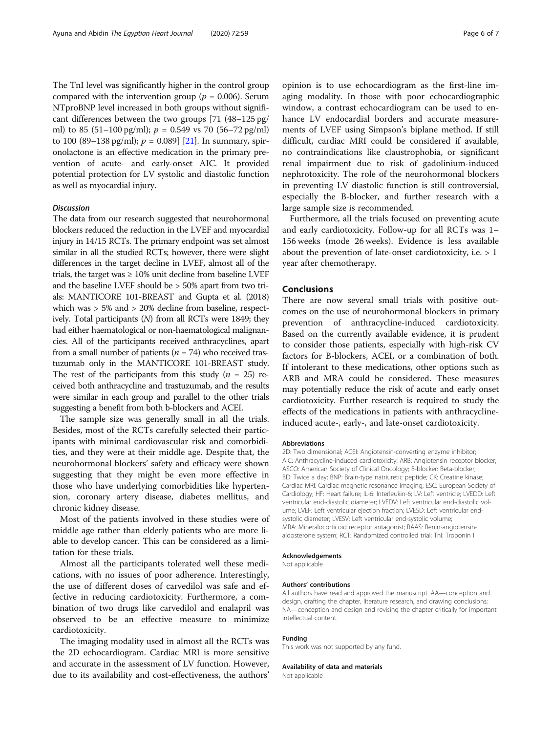The TnI level was significantly higher in the control group compared with the intervention group ($p = 0.006$). Serum NTproBNP level increased in both groups without significant differences between the two groups [71 (48–125 pg/ml) to 85 (51–100 pg/ml); $p = 0.549$ vs 70 (56–72 pg/ml) to 100 (89–138 pg/ml); $p = 0.089$] [21]. In summary, spironolactone is an effective medication in the primary prevention of acute- and early-onset AIC. It provided potential protection for LV systolic and diastolic function as well as myocardial injury.

### *Discussion*

The data from our research suggested that neurohormonal blockers reduced the reduction in the LVEF and myocardial injury in 14/15 RCTs. The primary endpoint was set almost similar in all the studied RCTs; however, there were slight differences in the target decline in LVEF, almost all of the trials, the target was ≥ 10% unit decline from baseline LVEF and the baseline LVEF should be > 50% apart from two trials: MANTICORE 101-BREAST and Gupta et al. (2018) which was > 5% and > 20% decline from baseline, respectively. Total participants (*N*) from all RCTs were 1849; they had either haematological or non-haematological malignancies. All of the participants received anthracyclines, apart from a small number of patients ($n = 74$) who received trastuzumab only in the MANTICORE 101-BREAST study. The rest of the participants from this study ($n = 25$) received both anthracycline and trastuzumab, and the results were similar in each group and parallel to the other trials suggesting a benefit from both b-blockers and ACEI.

The sample size was generally small in all the trials. Besides, most of the RCTs carefully selected their participants with minimal cardiovascular risk and comorbidities, and they were at their middle age. Despite that, the neurohormonal blockers' safety and efficacy were shown suggesting that they might be even more effective in those who have underlying comorbidities like hypertension, coronary artery disease, diabetes mellitus, and chronic kidney disease.

Most of the patients involved in these studies were of middle age rather than elderly patients who are more liable to develop cancer. This can be considered as a limitation for these trials.

Almost all the participants tolerated well these medications, with no issues of poor adherence. Interestingly, the use of different doses of carvedilol was safe and effective in reducing cardiotoxicity. Furthermore, a combination of two drugs like carvedilol and enalapril was observed to be an effective measure to minimize cardiotoxicity.

The imaging modality used in almost all the RCTs was the 2D echocardiogram. Cardiac MRI is more sensitive and accurate in the assessment of LV function. However, due to its availability and cost-effectiveness, the authors' opinion is to use echocardiogram as the first-line imaging modality. In those with poor echocardiographic window, a contrast echocardiogram can be used to enhance LV endocardial borders and accurate measurements of LVEF using Simpson's biplane method. If still difficult, cardiac MRI could be considered if available, no contraindications like claustrophobia, or significant renal impairment due to risk of gadolinium-induced nephrotoxicity. The role of the neurohormonal blockers in preventing LV diastolic function is still controversial, especially the B-blocker, and further research with a large sample size is recommended.

Furthermore, all the trials focused on preventing acute and early cardiotoxicity. Follow-up for all RCTs was 1–156 weeks (mode 26 weeks). Evidence is less available about the prevention of late-onset cardiotoxicity, i.e. > 1 year after chemotherapy.

## Conclusions

There are now several small trials with positive outcomes on the use of neurohormonal blockers in primary prevention of anthracycline-induced cardiotoxicity. Based on the currently available evidence, it is prudent to consider those patients, especially with high-risk CV factors for B-blockers, ACEI, or a combination of both. If intolerant to these medications, other options such as ARB and MRA could be considered. These measures may potentially reduce the risk of acute and early onset cardiotoxicity. Further research is required to study the effects of the medications in patients with anthracycline-induced acute-, early-, and late-onset cardiotoxicity.

#### Abbreviations

2D: Two dimensional; ACEI: Angiotensin-converting enzyme inhibitor; AIC: Anthracycline-induced cardiotoxicity; ARB: Angiotensin receptor blocker; ASCO: American Society of Clinical Oncology; B-blocker: Beta-blocker; BD: Twice a day; BNP: Brain-type natriuretic peptide; CK: Creatine kinase; Cardiac MRI: Cardiac magnetic resonance imaging; ESC: European Society of Cardiology; HF: Heart failure; IL-6: Interleukin-6; LV: Left ventricle; LVEDD: Left ventricular end-diastolic diameter; LVEDV: Left ventricular end-diastolic volume; LVEF: Left ventricular ejection fraction; LVESD: Left ventricular end-systolic diameter; LVESV: Left ventricular end-systolic volume; MRA: Mineralocorticoid receptor antagonist; RAAS: Renin-angiotensin-aldosterone system; RCT: Randomized controlled trial; TnI: Troponin I

#### Acknowledgements

Not applicable

#### Authors' contributions

All authors have read and approved the manuscript. AA—conception and design, drafting the chapter, literature research, and drawing conclusions; NA—conception and design and revising the chapter critically for important intellectual content.

#### Funding

This work was not supported by any fund.

#### Availability of data and materials

Not applicable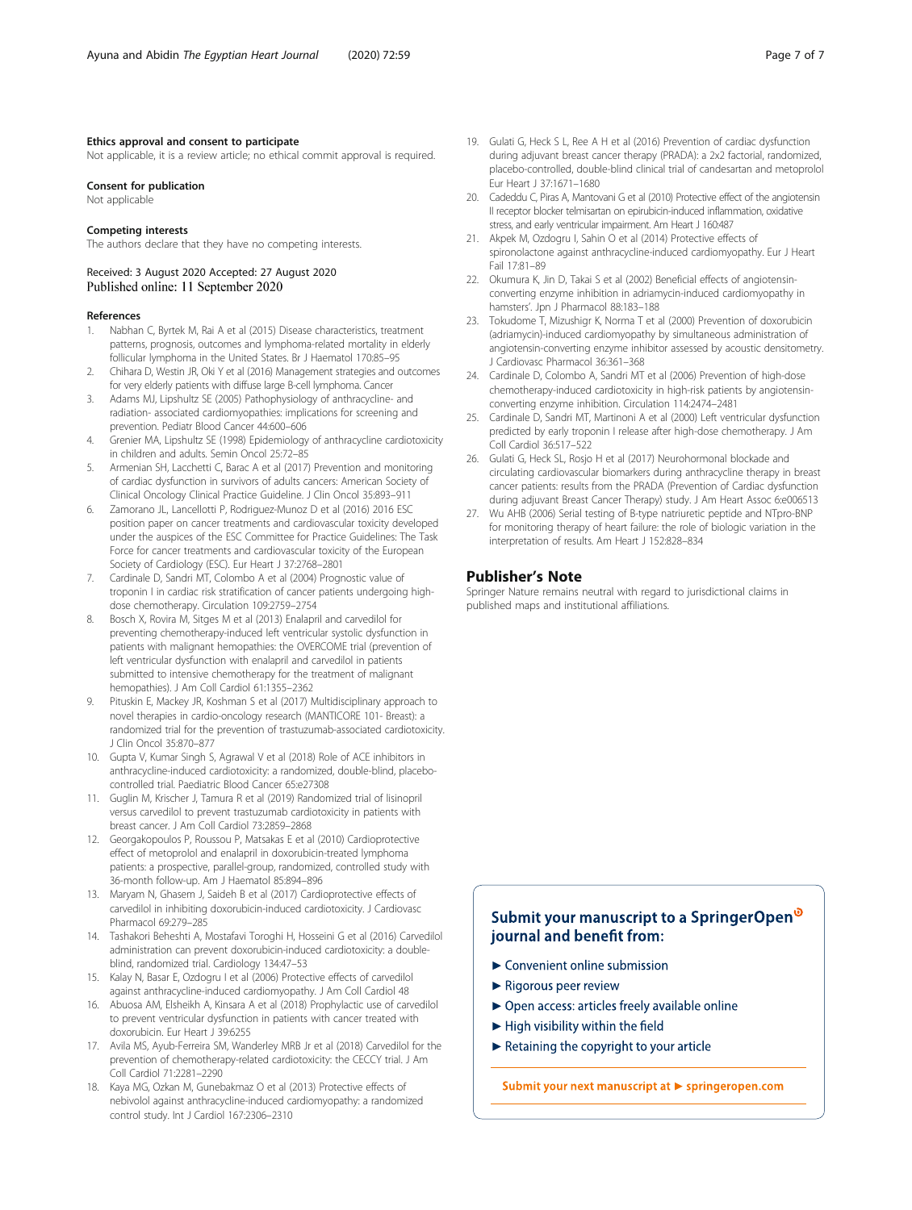### Ethics approval and consent to participate

Not applicable, it is a review article; no ethical commit approval is required.

### Consent for publication

Not applicable

### Competing interests

The authors declare that they have no competing interests.

Received: 3 August 2020 Accepted: 27 August 2020
Published online: 11 September 2020

### References

1. Nabhan C, Byrtek M, Rai A et al (2015) Disease characteristics, treatment patterns, prognosis, outcomes and lymphoma-related mortality in elderly follicular lymphoma in the United States. Br J Haematol 170:85–95
2. Chihara D, Westin JR, Oki Y et al (2016) Management strategies and outcomes for very elderly patients with diffuse large B-cell lymphoma. Cancer
3. Adams MJ, Lipshultz SE (2005) Pathophysiology of anthracycline- and radiation- associated cardiomyopathies: implications for screening and prevention. Pediatr Blood Cancer 44:600–606
4. Grenier MA, Lipshultz SE (1998) Epidemiology of anthracycline cardiotoxicity in children and adults. Semin Oncol 25:72–85
5. Armenian SH, Lacchetti C, Barac A et al (2017) Prevention and monitoring of cardiac dysfunction in survivors of adults cancers: American Society of Clinical Oncology Clinical Practice Guideline. J Clin Oncol 35:893–911
6. Zamorano JL, Lancellotti P, Rodriguez-Munoz D et al (2016) 2016 ESC position paper on cancer treatments and cardiovascular toxicity developed under the auspices of the ESC Committee for Practice Guidelines: The Task Force for cancer treatments and cardiovascular toxicity of the European Society of Cardiology (ESC). Eur Heart J 37:2768–2801
7. Cardinale D, Sandri MT, Colombo A et al (2004) Prognostic value of troponin I in cardiac risk stratification of cancer patients undergoing high-dose chemotherapy. Circulation 109:2759–2754
8. Bosch X, Rovira M, Sitges M et al (2013) Enalapril and carvedilol for preventing chemotherapy-induced left ventricular systolic dysfunction in patients with malignant hemopathies: the OVERCOME trial (prevention of left ventricular dysfunction with enalapril and carvedilol in patients submitted to intensive chemotherapy for the treatment of malignant hemopathies). J Am Coll Cardiol 61:1355–2362
9. Pituskin E, Mackey JR, Koshman S et al (2017) Multidisciplinary approach to novel therapies in cardio-oncology research (MANTICORE 101- Breast): a randomized trial for the prevention of trastuzumab-associated cardiotoxicity. J Clin Oncol 35:870–877
10. Gupta V, Kumar Singh S, Agrawal V et al (2018) Role of ACE inhibitors in anthracycline-induced cardiotoxicity: a randomized, double-blind, placebo-controlled trial. Paediatric Blood Cancer 65:e27308
11. Guglin M, Krischer J, Tamura R et al (2019) Randomized trial of lisinopril versus carvedilol to prevent trastuzumab cardiotoxicity in patients with breast cancer. J Am Coll Cardiol 73:2859–2868
12. Georgakopoulos P, Roussou P, Matsakas E et al (2010) Cardioprotective effect of metoprolol and enalapril in doxorubicin-treated lymphoma patients: a prospective, parallel-group, randomized, controlled study with 36-month follow-up. Am J Haematol 85:894–896
13. Maryam N, Ghasem J, Saideh B et al (2017) Cardioprotective effects of carvedilol in inhibiting doxorubicin-induced cardiotoxicity. J Cardiovasc Pharmacol 69:279–285
14. Tashakori Beheshti A, Mostafavi Toroghi H, Hosseini G et al (2016) Carvedilol administration can prevent doxorubicin-induced cardiotoxicity: a double-blind, randomized trial. Cardiology 134:47–53
15. Kalay N, Basar E, Ozdogru I et al (2006) Protective effects of carvedilol against anthracycline-induced cardiomyopathy. J Am Coll Cardiol 48
16. Abuosa AM, Elsheikh A, Kinsara A et al (2018) Prophylactic use of carvedilol to prevent ventricular dysfunction in patients with cancer treated with doxorubicin. Eur Heart J 39:6255
17. Avila MS, Ayub-Ferreira SM, Wanderley MRB Jr et al (2018) Carvedilol for the prevention of chemotherapy-related cardiotoxicity: the CECCY trial. J Am Coll Cardiol 71:2281–2290
18. Kaya MG, Ozkan M, Gunebakmaz O et al (2013) Protective effects of nebivolol against anthracycline-induced cardiomyopathy: a randomized control study. Int J Cardiol 167:2306–2310
19. Gulati G, Heck S L, Ree A H et al (2016) Prevention of cardiac dysfunction during adjuvant breast cancer therapy (PRADA): a 2x2 factorial, randomized, placebo-controlled, double-blind clinical trial of candesartan and metoprolol Eur Heart J 37:1671–1680
20. Cadeddu C, Piras A, Mantovani G et al (2010) Protective effect of the angiotensin II receptor blocker telmisartan on epirubicin-induced inflammation, oxidative stress, and early ventricular impairment. Am Heart J 160:487
21. Akpek M, Ozdogru I, Sahin O et al (2014) Protective effects of spironolactone against anthracycline-induced cardiomyopathy. Eur J Heart Fail 17:81–89
22. Okumura K, Jin D, Takai S et al (2002) Beneficial effects of angiotensin-converting enzyme inhibition in adriamycin-induced cardiomyopathy in hamsters'. Jpn J Pharmacol 88:183–188
23. Tokudome T, Mizushigr K, Norma T et al (2000) Prevention of doxorubicin (adriamycin)-induced cardiomyopathy by simultaneous administration of angiotensin-converting enzyme inhibitor assessed by acoustic densitometry. J Cardiovasc Pharmacol 36:361–368
24. Cardinale D, Colombo A, Sandri MT et al (2006) Prevention of high-dose chemotherapy-induced cardiotoxicity in high-risk patients by angiotensin-converting enzyme inhibition. Circulation 114:2474–2481
25. Cardinale D, Sandri MT, Martinoni A et al (2000) Left ventricular dysfunction predicted by early troponin I release after high-dose chemotherapy. J Am Coll Cardiol 36:517–522
26. Gulati G, Heck SL, Rosjo H et al (2017) Neurohormonal blockade and circulating cardiovascular biomarkers during anthracycline therapy in breast cancer patients: results from the PRADA (Prevention of Cardiac dysfunction during adjuvant Breast Cancer Therapy) study. J Am Heart Assoc 6:e006513
27. Wu AHB (2006) Serial testing of B-type natriuretic peptide and NTpro-BNP for monitoring therapy of heart failure: the role of biologic variation in the interpretation of results. Am Heart J 152:828–834

## Publisher's Note

Springer Nature remains neutral with regard to jurisdictional claims in published maps and institutional affiliations.

**Submit your manuscript to a SpringerOpen journal and benefit from:**

- ► Convenient online submission
- ► Rigorous peer review
- ► Open access: articles freely available online
- ► High visibility within the field
- ► Retaining the copyright to your article

Submit your next manuscript at ► springeropen.com